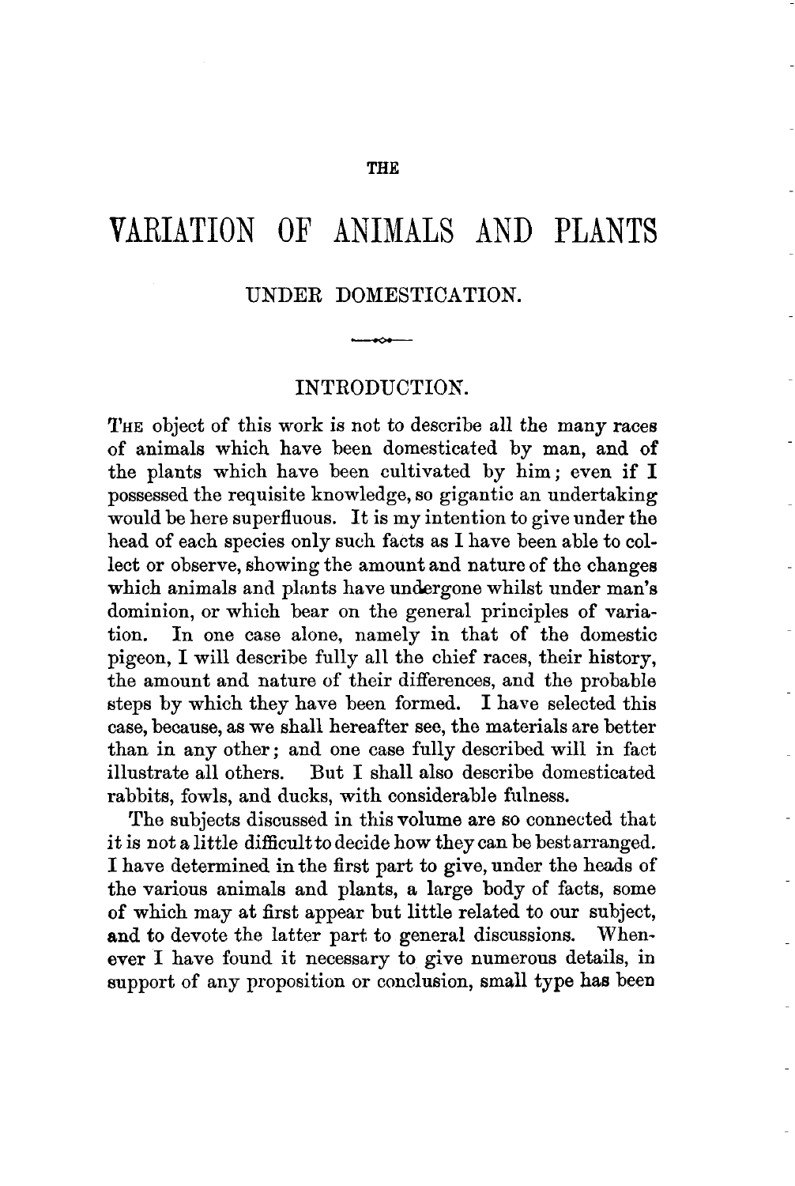THE

# VARIATION OF ANIMALS AND PLANTS

## UNDER DOMESTICATION.

---

### INTRODUCTION.

THE object of this work is not to describe all the many races of animals which have been domesticated by man, and of the plants which have been cultivated by him; even if I possessed the requisite knowledge, so gigantic an undertaking would be here superfluous. It is my intention to give under the head of each species only such facts as I have been able to collect or observe, showing the amount and nature of the changes which animals and plants have undergone whilst under man's dominion, or which bear on the general principles of variation. In one case alone, namely in that of the domestic pigeon, I will describe fully all the chief races, their history, the amount and nature of their differences, and the probable steps by which they have been formed. I have selected this case, because, as we shall hereafter see, the materials are better than in any other; and one case fully described will in fact illustrate all others. But I shall also describe domesticated rabbits, fowls, and ducks, with considerable fulness.

The subjects discussed in this volume are so connected that it is not a little difficult to decide how they can be best arranged. I have determined in the first part to give, under the heads of the various animals and plants, a large body of facts, some of which may at first appear but little related to our subject, and to devote the latter part to general discussions. Whenever I have found it necessary to give numerous details, in support of any proposition or conclusion, small type has been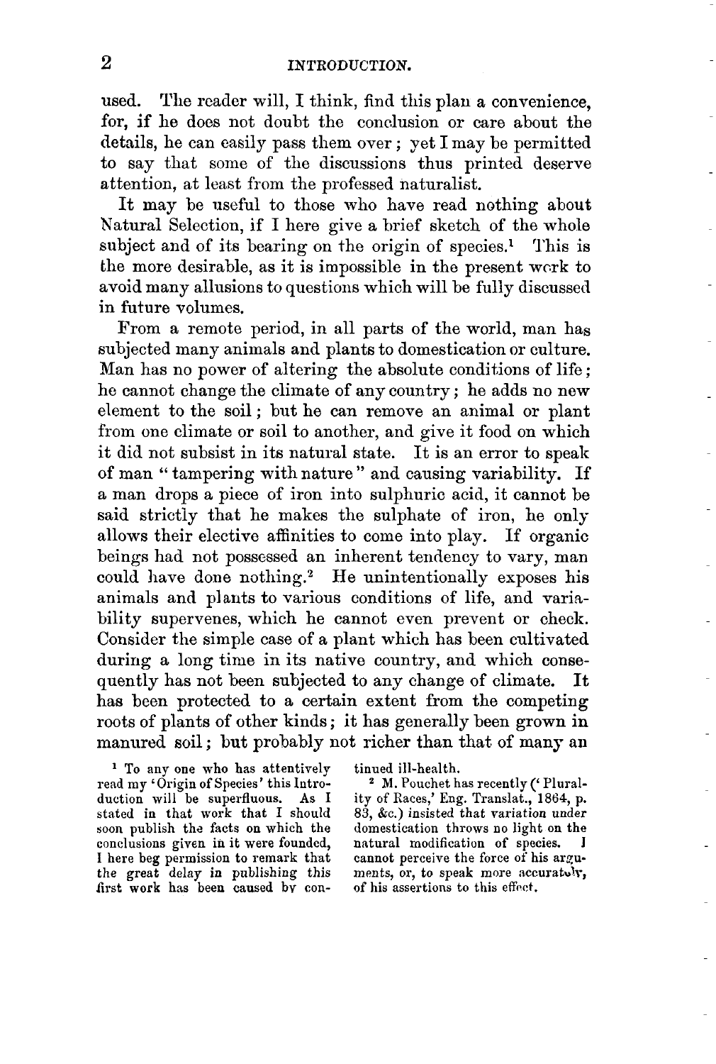used. The reader will, I think, find this plan a convenience, for, if he does not doubt the conclusion or care about the details, he can easily pass them over; yet I may be permitted to say that some of the discussions thus printed deserve attention, at least from the professed naturalist.

It may be useful to those who have read nothing about Natural Selection, if I here give a brief sketch of the whole subject and of its bearing on the origin of species.[1] This is the more desirable, as it is impossible in the present work to avoid many allusions to questions which will be fully discussed in future volumes.

From a remote period, in all parts of the world, man has subjected many animals and plants to domestication or culture. Man has no power of altering the absolute conditions of life; he cannot change the climate of any country; he adds no new element to the soil; but he can remove an animal or plant from one climate or soil to another, and give it food on which it did not subsist in its natural state. It is an error to speak of man "tampering with nature" and causing variability. If a man drops a piece of iron into sulphuric acid, it cannot be said strictly that he makes the sulphate of iron, he only allows their elective affinities to come into play. If organic beings had not possessed an inherent tendency to vary, man could have done nothing.[2] He unintentionally exposes his animals and plants to various conditions of life, and variability supervenes, which he cannot even prevent or check. Consider the simple case of a plant which has been cultivated during a long time in its native country, and which consequently has not been subjected to any change of climate. It has been protected to a certain extent from the competing roots of plants of other kinds; it has generally been grown in manured soil; but probably not richer than that of many an

[1] To any one who has attentively read my 'Origin of Species' this Introduction will be superfluous. As I stated in that work that I should soon publish the facts on which the conclusions given in it were founded, I here beg permission to remark that the great delay in publishing this first work has been caused by continued ill-health.

[2] M. Pouchet has recently ('Plurality of Races,' Eng. Translat., 1864, p. 83, &c.) insisted that variation under domestication throws no light on the natural modification of species. I cannot perceive the force of his arguments, or, to speak more accurately, of his assertions to this effect.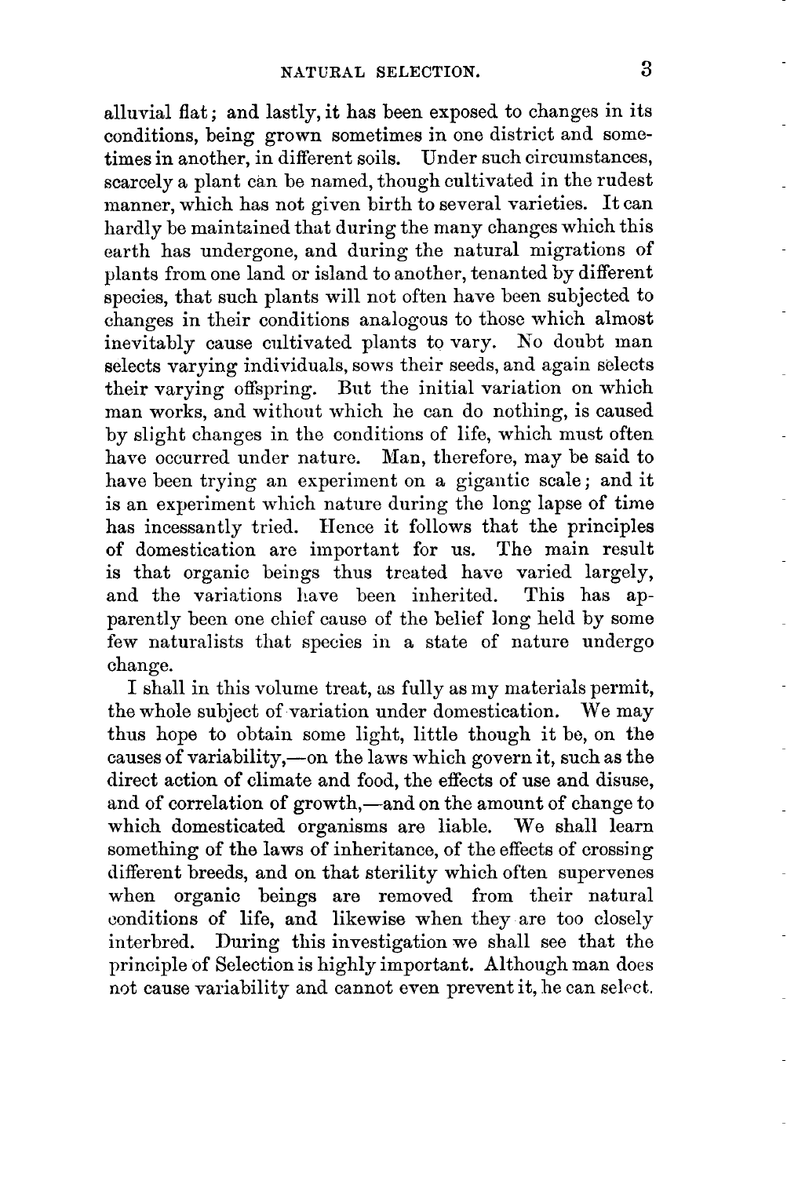alluvial flat; and lastly, it has been exposed to changes in its conditions, being grown sometimes in one district and sometimes in another, in different soils. Under such circumstances, scarcely a plant can be named, though cultivated in the rudest manner, which has not given birth to several varieties. It can hardly be maintained that during the many changes which this earth has undergone, and during the natural migrations of plants from one land or island to another, tenanted by different species, that such plants will not often have been subjected to changes in their conditions analogous to those which almost inevitably cause cultivated plants to vary. No doubt man selects varying individuals, sows their seeds, and again selects their varying offspring. But the initial variation on which man works, and without which he can do nothing, is caused by slight changes in the conditions of life, which must often have occurred under nature. Man, therefore, may be said to have been trying an experiment on a gigantic scale; and it is an experiment which nature during the long lapse of time has incessantly tried. Hence it follows that the principles of domestication are important for us. The main result is that organic beings thus treated have varied largely, and the variations have been inherited. This has apparently been one chief cause of the belief long held by some few naturalists that species in a state of nature undergo change.

I shall in this volume treat, as fully as my materials permit, the whole subject of variation under domestication. We may thus hope to obtain some light, little though it be, on the causes of variability,—on the laws which govern it, such as the direct action of climate and food, the effects of use and disuse, and of correlation of growth,—and on the amount of change to which domesticated organisms are liable. We shall learn something of the laws of inheritance, of the effects of crossing different breeds, and on that sterility which often supervenes when organic beings are removed from their natural conditions of life, and likewise when they are too closely interbred. During this investigation we shall see that the principle of Selection is highly important. Although man does not cause variability and cannot even prevent it, he can select.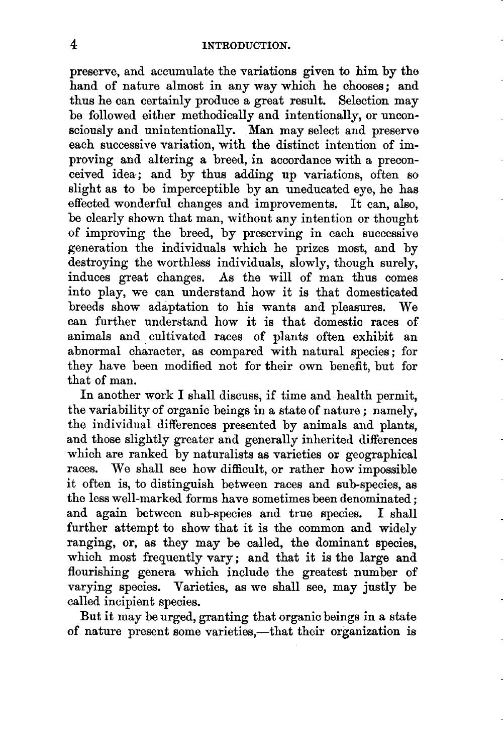preserve, and accumulate the variations given to him by the hand of nature almost in any way which he chooses; and thus he can certainly produce a great result. Selection may be followed either methodically and intentionally, or unconsciously and unintentionally. Man may select and preserve each successive variation, with the distinct intention of improving and altering a breed, in accordance with a preconceived idea; and by thus adding up variations, often so slight as to be imperceptible by an uneducated eye, he has effected wonderful changes and improvements. It can, also, be clearly shown that man, without any intention or thought of improving the breed, by preserving in each successive generation the individuals which he prizes most, and by destroying the worthless individuals, slowly, though surely, induces great changes. As the will of man thus comes into play, we can understand how it is that domesticated breeds show adaptation to his wants and pleasures. We can further understand how it is that domestic races of animals and cultivated races of plants often exhibit an abnormal character, as compared with natural species; for they have been modified not for their own benefit, but for that of man.

In another work I shall discuss, if time and health permit, the variability of organic beings in a state of nature; namely, the individual differences presented by animals and plants, and those slightly greater and generally inherited differences which are ranked by naturalists as varieties or geographical races. We shall see how difficult, or rather how impossible it often is, to distinguish between races and sub-species, as the less well-marked forms have sometimes been denominated; and again between sub-species and true species. I shall further attempt to show that it is the common and widely ranging, or, as they may be called, the dominant species, which most frequently vary; and that it is the large and flourishing genera which include the greatest number of varying species. Varieties, as we shall see, may justly be called incipient species.

But it may be urged, granting that organic beings in a state of nature present some varieties,—that their organization is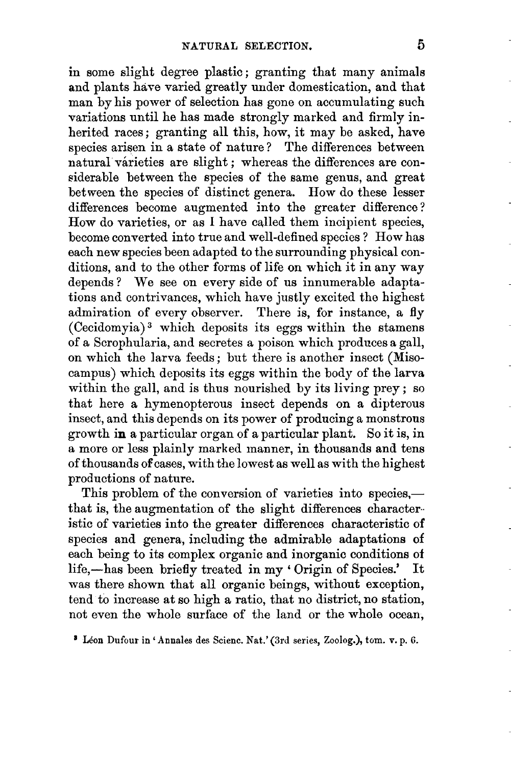in some slight degree plastic; granting that many animals and plants have varied greatly under domestication, and that man by his power of selection has gone on accumulating such variations until he has made strongly marked and firmly inherited races; granting all this, how, it may be asked, have species arisen in a state of nature? The differences between natural varieties are slight; whereas the differences are considerable between the species of the same genus, and great between the species of distinct genera. How do these lesser differences become augmented into the greater difference? How do varieties, or as I have called them incipient species, become converted into true and well-defined species? How has each new species been adapted to the surrounding physical conditions, and to the other forms of life on which it in any way depends? We see on every side of us innumerable adaptations and contrivances, which have justly excited the highest admiration of every observer. There is, for instance, a fly (Cecidomyia)[3] which deposits its eggs within the stamens of a Scrophularia, and secretes a poison which produces a gall, on which the larva feeds; but there is another insect (Misocampus) which deposits its eggs within the body of the larva within the gall, and is thus nourished by its living prey; so that here a hymenopterous insect depends on a dipterous insect, and this depends on its power of producing a monstrous growth in a particular organ of a particular plant. So it is, in a more or less plainly marked manner, in thousands and tens of thousands of cases, with the lowest as well as with the highest productions of nature.

This problem of the conversion of varieties into species,—that is, the augmentation of the slight differences characteristic of varieties into the greater differences characteristic of species and genera, including the admirable adaptations of each being to its complex organic and inorganic conditions of life,—has been briefly treated in my 'Origin of Species.' It was there shown that all organic beings, without exception, tend to increase at so high a ratio, that no district, no station, not even the whole surface of the land or the whole ocean,

[3] Léon Dufour in 'Annales des Scienc. Nat.' (3rd series, Zoolog.), tom. v. p. 6.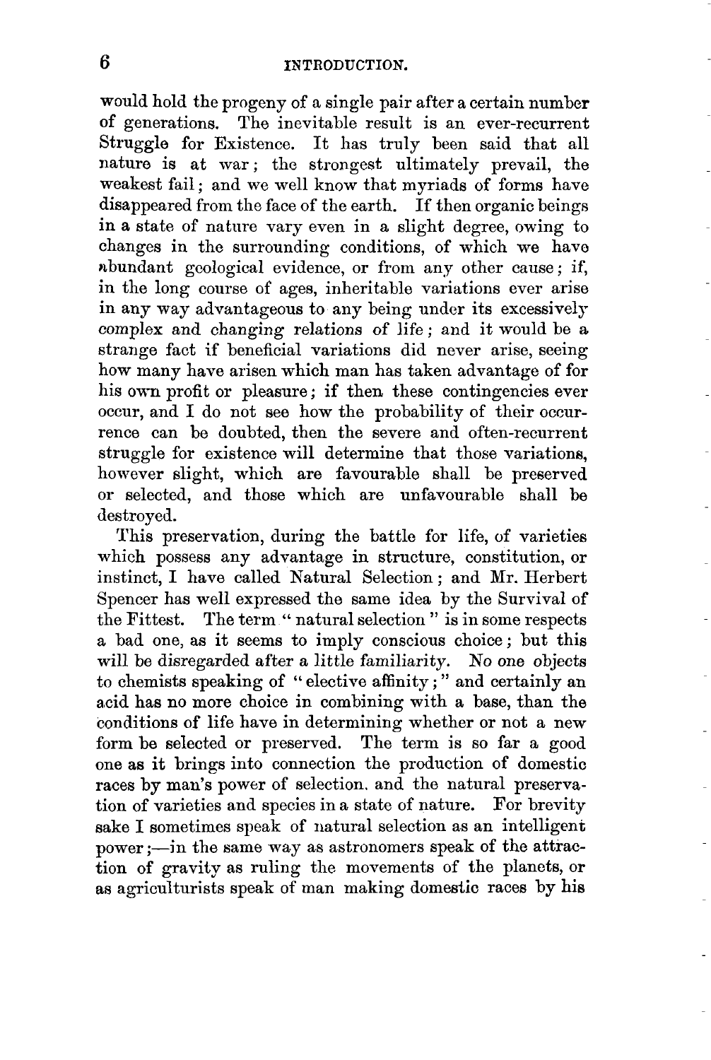would hold the progeny of a single pair after a certain number of generations. The inevitable result is an ever-recurrent Struggle for Existence. It has truly been said that all nature is at war; the strongest ultimately prevail, the weakest fail; and we well know that myriads of forms have disappeared from the face of the earth. If then organic beings in a state of nature vary even in a slight degree, owing to changes in the surrounding conditions, of which we have abundant geological evidence, or from any other cause; if, in the long course of ages, inheritable variations ever arise in any way advantageous to any being under its excessively complex and changing relations of life; and it would be a strange fact if beneficial variations did never arise, seeing how many have arisen which man has taken advantage of for his own profit or pleasure; if then these contingencies ever occur, and I do not see how the probability of their occurrence can be doubted, then the severe and often-recurrent struggle for existence will determine that those variations, however slight, which are favourable shall be preserved or selected, and those which are unfavourable shall be destroyed.

This preservation, during the battle for life, of varieties which possess any advantage in structure, constitution, or instinct, I have called Natural Selection; and Mr. Herbert Spencer has well expressed the same idea by the Survival of the Fittest. The term "natural selection" is in some respects a bad one, as it seems to imply conscious choice; but this will be disregarded after a little familiarity. No one objects to chemists speaking of "elective affinity;" and certainly an acid has no more choice in combining with a base, than the conditions of life have in determining whether or not a new form be selected or preserved. The term is so far a good one as it brings into connection the production of domestic races by man's power of selection, and the natural preservation of varieties and species in a state of nature. For brevity sake I sometimes speak of natural selection as an intelligent power;—in the same way as astronomers speak of the attraction of gravity as ruling the movements of the planets, or as agriculturists speak of man making domestic races by his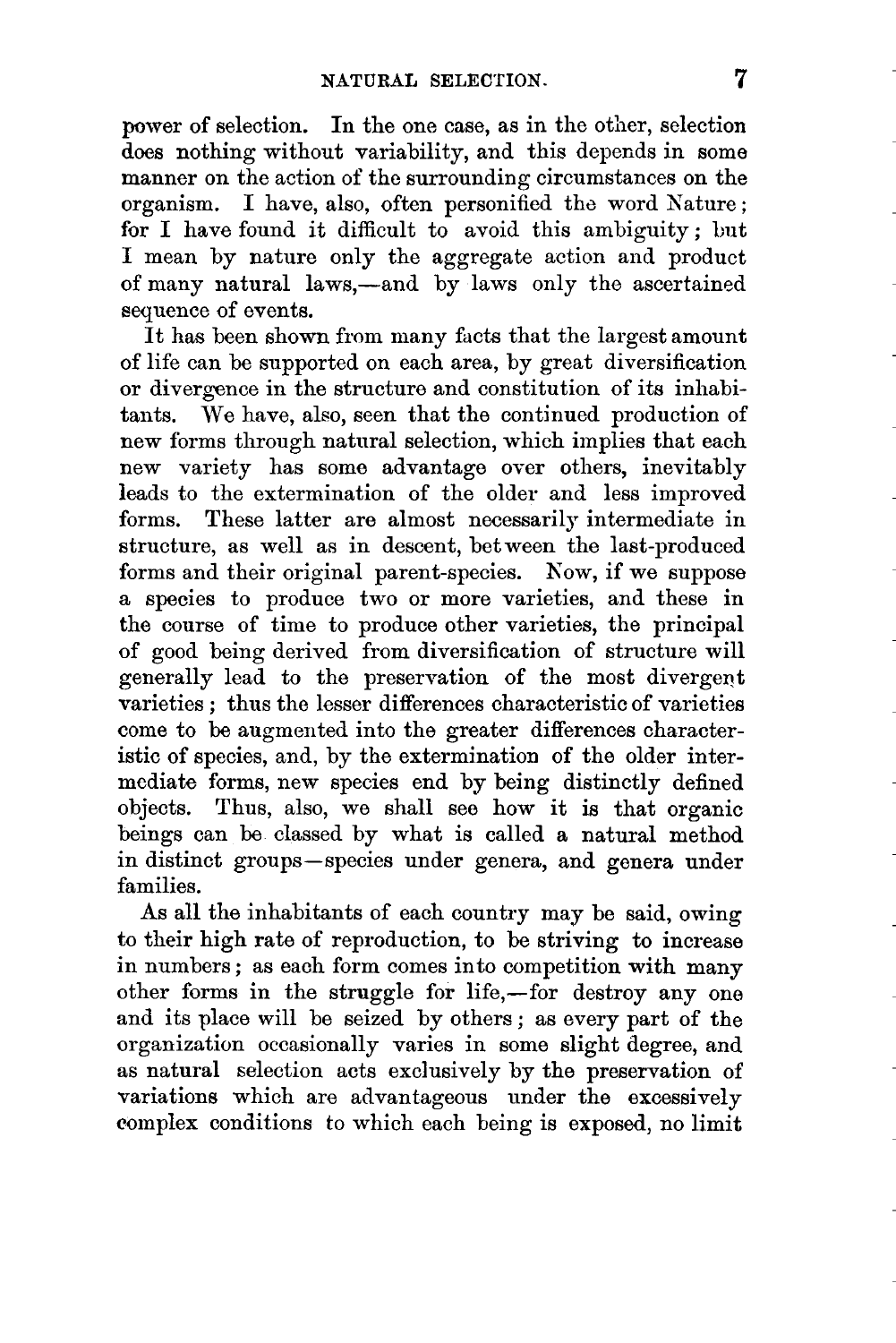power of selection. In the one case, as in the other, selection does nothing without variability, and this depends in some manner on the action of the surrounding circumstances on the organism. I have, also, often personified the word Nature; for I have found it difficult to avoid this ambiguity; but I mean by nature only the aggregate action and product of many natural laws,—and by laws only the ascertained sequence of events.

It has been shown from many facts that the largest amount of life can be supported on each area, by great diversification or divergence in the structure and constitution of its inhabitants. We have, also, seen that the continued production of new forms through natural selection, which implies that each new variety has some advantage over others, inevitably leads to the extermination of the older and less improved forms. These latter are almost necessarily intermediate in structure, as well as in descent, between the last-produced forms and their original parent-species. Now, if we suppose a species to produce two or more varieties, and these in the course of time to produce other varieties, the principal of good being derived from diversification of structure will generally lead to the preservation of the most divergent varieties; thus the lesser differences characteristic of varieties come to be augmented into the greater differences characteristic of species, and, by the extermination of the older intermediate forms, new species end by being distinctly defined objects. Thus, also, we shall see how it is that organic beings can be classed by what is called a natural method in distinct groups—species under genera, and genera under families.

As all the inhabitants of each country may be said, owing to their high rate of reproduction, to be striving to increase in numbers; as each form comes into competition with many other forms in the struggle for life,—for destroy any one and its place will be seized by others; as every part of the organization occasionally varies in some slight degree, and as natural selection acts exclusively by the preservation of variations which are advantageous under the excessively complex conditions to which each being is exposed, no limit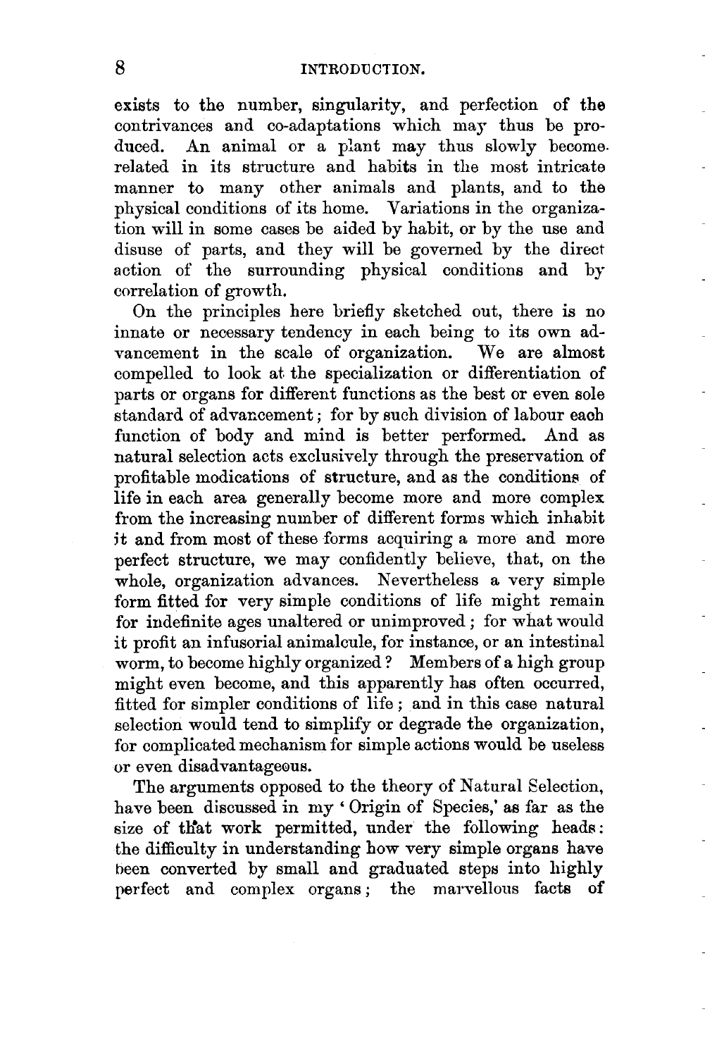exists to the number, singularity, and perfection of the contrivances and co-adaptations which may thus be produced. An animal or a plant may thus slowly become related in its structure and habits in the most intricate manner to many other animals and plants, and to the physical conditions of its home. Variations in the organization will in some cases be aided by habit, or by the use and disuse of parts, and they will be governed by the direct action of the surrounding physical conditions and by correlation of growth.

On the principles here briefly sketched out, there is no innate or necessary tendency in each being to its own advancement in the scale of organization. We are almost compelled to look at the specialization or differentiation of parts or organs for different functions as the best or even sole standard of advancement; for by such division of labour each function of body and mind is better performed. And as natural selection acts exclusively through the preservation of profitable modications of structure, and as the conditions of life in each area generally become more and more complex from the increasing number of different forms which inhabit it and from most of these forms acquiring a more and more perfect structure, we may confidently believe, that, on the whole, organization advances. Nevertheless a very simple form fitted for very simple conditions of life might remain for indefinite ages unaltered or unimproved; for what would it profit an infusorial animalcule, for instance, or an intestinal worm, to become highly organized? Members of a high group might even become, and this apparently has often occurred, fitted for simpler conditions of life; and in this case natural selection would tend to simplify or degrade the organization, for complicated mechanism for simple actions would be useless or even disadvantageous.

The arguments opposed to the theory of Natural Selection, have been discussed in my 'Origin of Species,' as far as the size of that work permitted, under the following heads: the difficulty in understanding how very simple organs have been converted by small and graduated steps into highly perfect and complex organs; the marvellous facts of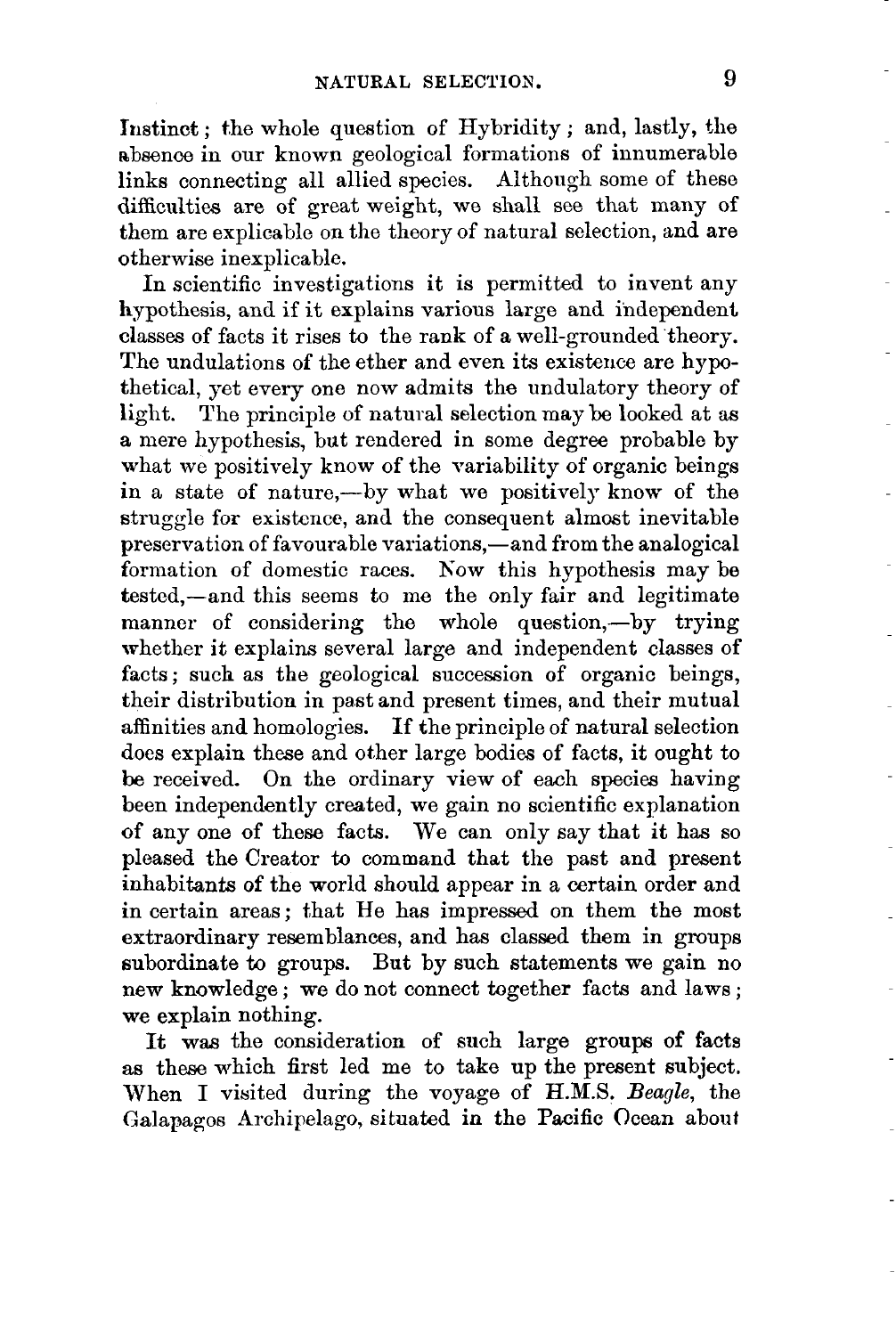Instinct; the whole question of Hybridity; and, lastly, the absence in our known geological formations of innumerable links connecting all allied species. Although some of these difficulties are of great weight, we shall see that many of them are explicable on the theory of natural selection, and are otherwise inexplicable.

In scientific investigations it is permitted to invent any hypothesis, and if it explains various large and independent classes of facts it rises to the rank of a well-grounded theory. The undulations of the ether and even its existence are hypothetical, yet every one now admits the undulatory theory of light. The principle of natural selection may be looked at as a mere hypothesis, but rendered in some degree probable by what we positively know of the variability of organic beings in a state of nature,—by what we positively know of the struggle for existence, and the consequent almost inevitable preservation of favourable variations,—and from the analogical formation of domestic races. Now this hypothesis may be tested,—and this seems to me the only fair and legitimate manner of considering the whole question,—by trying whether it explains several large and independent classes of facts; such as the geological succession of organic beings, their distribution in past and present times, and their mutual affinities and homologies. If the principle of natural selection does explain these and other large bodies of facts, it ought to be received. On the ordinary view of each species having been independently created, we gain no scientific explanation of any one of these facts. We can only say that it has so pleased the Creator to command that the past and present inhabitants of the world should appear in a certain order and in certain areas; that He has impressed on them the most extraordinary resemblances, and has classed them in groups subordinate to groups. But by such statements we gain no new knowledge; we do not connect together facts and laws; we explain nothing.

It was the consideration of such large groups of facts as these which first led me to take up the present subject. When I visited during the voyage of H.M.S. *Beagle*, the Galapagos Archipelago, situated in the Pacific Ocean about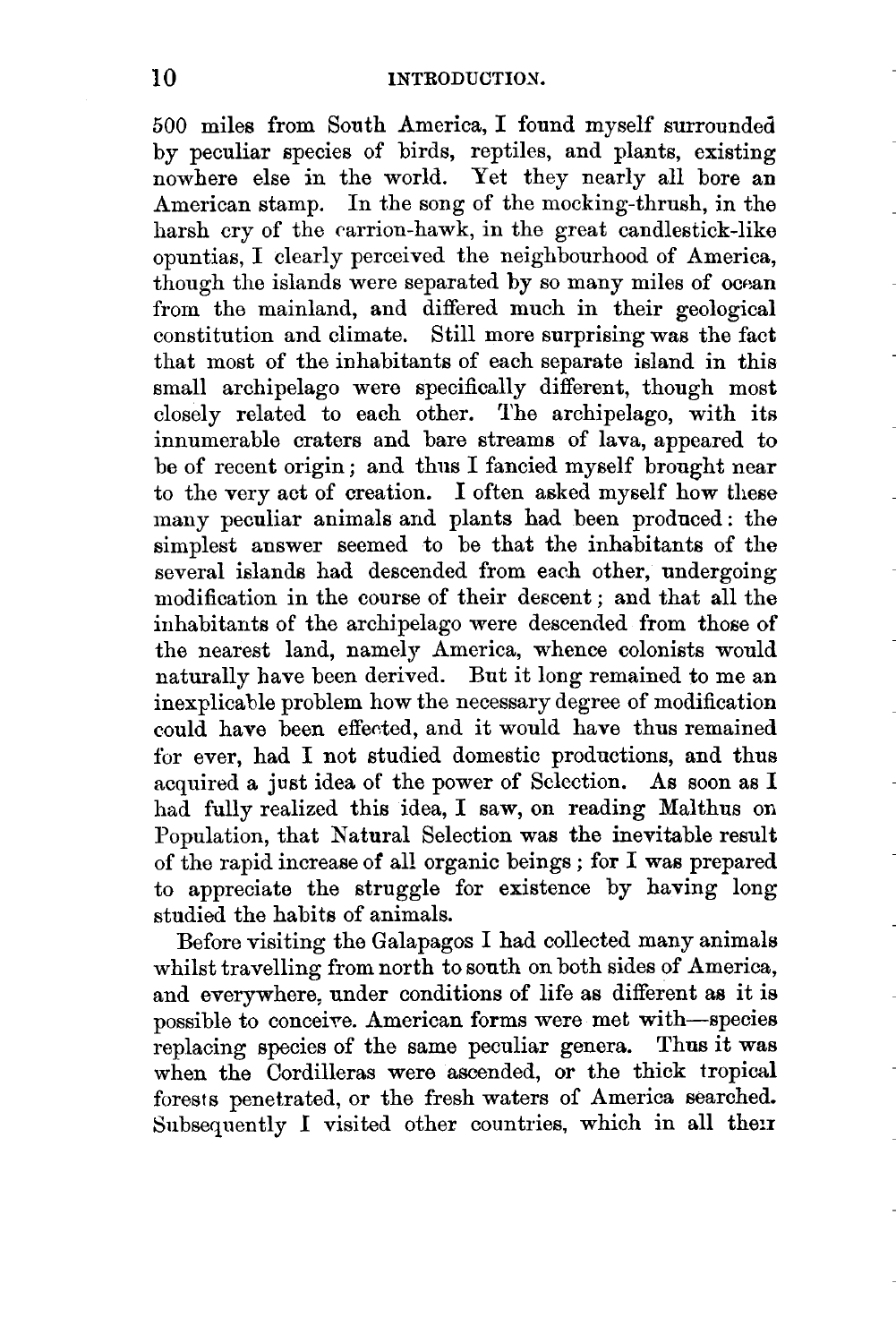500 miles from South America, I found myself surrounded by peculiar species of birds, reptiles, and plants, existing nowhere else in the world. Yet they nearly all bore an American stamp. In the song of the mocking-thrush, in the harsh cry of the carrion-hawk, in the great candlestick-like opuntias, I clearly perceived the neighbourhood of America, though the islands were separated by so many miles of ocean from the mainland, and differed much in their geological constitution and climate. Still more surprising was the fact that most of the inhabitants of each separate island in this small archipelago were specifically different, though most closely related to each other. The archipelago, with its innumerable craters and bare streams of lava, appeared to be of recent origin; and thus I fancied myself brought near to the very act of creation. I often asked myself how these many peculiar animals and plants had been produced: the simplest answer seemed to be that the inhabitants of the several islands had descended from each other, undergoing modification in the course of their descent; and that all the inhabitants of the archipelago were descended from those of the nearest land, namely America, whence colonists would naturally have been derived. But it long remained to me an inexplicable problem how the necessary degree of modification could have been effected, and it would have thus remained for ever, had I not studied domestic productions, and thus acquired a just idea of the power of Selection. As soon as I had fully realized this idea, I saw, on reading Malthus on Population, that Natural Selection was the inevitable result of the rapid increase of all organic beings; for I was prepared to appreciate the struggle for existence by having long studied the habits of animals.

Before visiting the Galapagos I had collected many animals whilst travelling from north to south on both sides of America, and everywhere, under conditions of life as different as it is possible to conceive. American forms were met with—species replacing species of the same peculiar genera. Thus it was when the Cordilleras were ascended, or the thick tropical forests penetrated, or the fresh waters of America searched. Subsequently I visited other countries, which in all their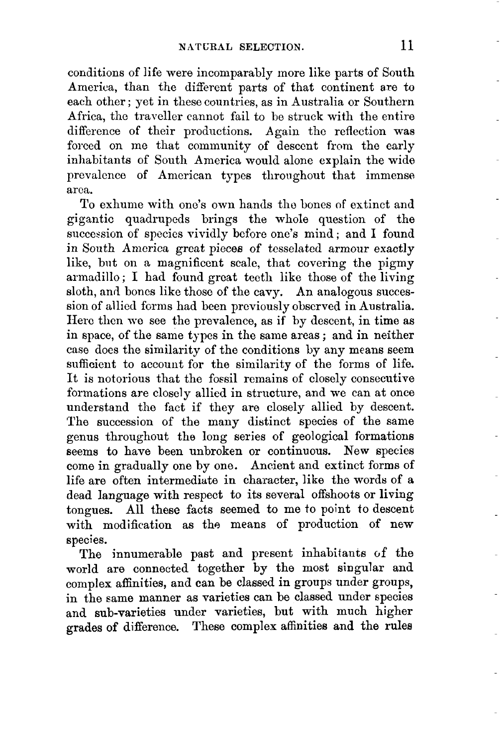conditions of life were incomparably more like parts of South America, than the different parts of that continent are to each other; yet in these countries, as in Australia or Southern Africa, the traveller cannot fail to be struck with the entire difference of their productions. Again the reflection was forced on me that community of descent from the early inhabitants of South America would alone explain the wide prevalence of American types throughout that immense area.

To exhume with one's own hands the bones of extinct and gigantic quadrupeds brings the whole question of the succession of species vividly before one's mind; and I found in South America great pieces of tesselated armour exactly like, but on a magnificent scale, that covering the pigmy armadillo; I had found great teeth like those of the living sloth, and bones like those of the cavy. An analogous succession of allied forms had been previously observed in Australia. Here then we see the prevalence, as if by descent, in time as in space, of the same types in the same areas; and in neither case does the similarity of the conditions by any means seem sufficient to account for the similarity of the forms of life. It is notorious that the fossil remains of closely consecutive formations are closely allied in structure, and we can at once understand the fact if they are closely allied by descent. The succession of the many distinct species of the same genus throughout the long series of geological formations seems to have been unbroken or continuous. New species come in gradually one by one. Ancient and extinct forms of life are often intermediate in character, like the words of a dead language with respect to its several offshoots or living tongues. All these facts seemed to me to point to descent with modification as the means of production of new species.

The innumerable past and present inhabitants of the world are connected together by the most singular and complex affinities, and can be classed in groups under groups, in the same manner as varieties can be classed under species and sub-varieties under varieties, but with much higher grades of difference. These complex affinities and the rules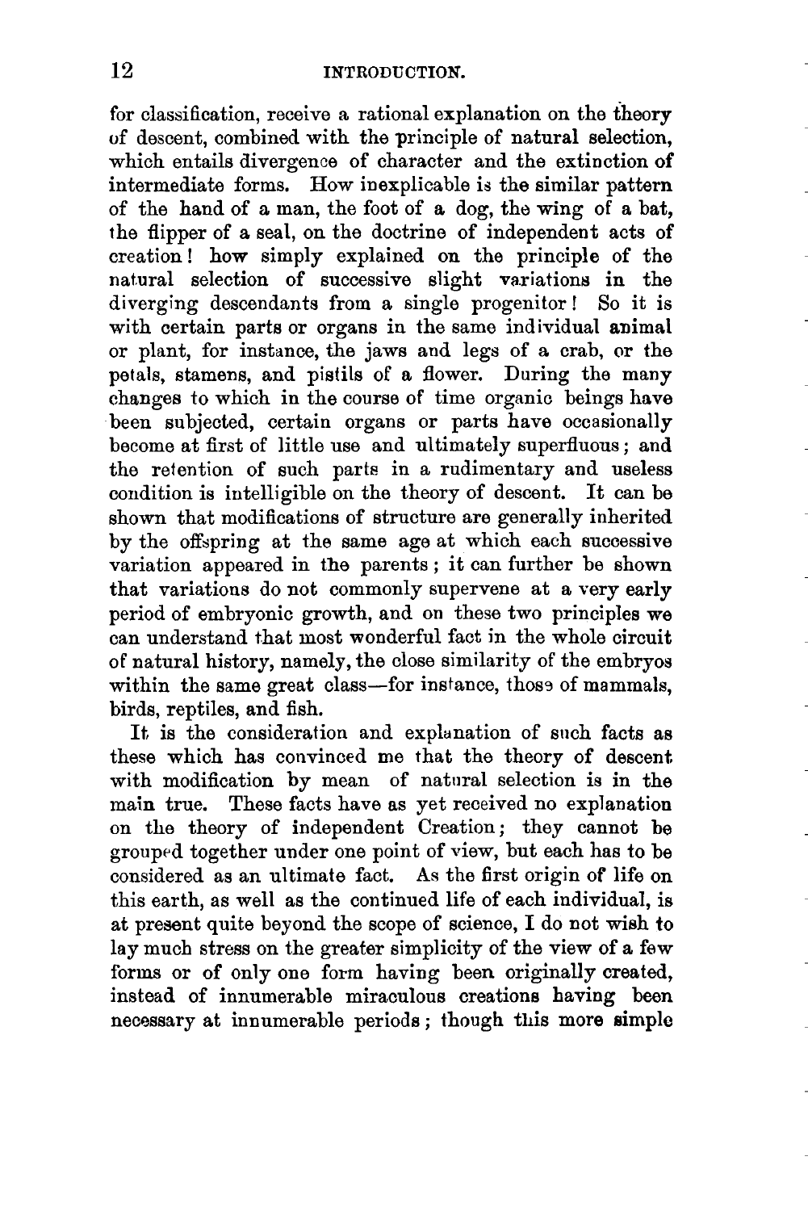for classification, receive a rational explanation on the theory of descent, combined with the principle of natural selection, which entails divergence of character and the extinction of intermediate forms. How inexplicable is the similar pattern of the hand of a man, the foot of a dog, the wing of a bat, the flipper of a seal, on the doctrine of independent acts of creation! how simply explained on the principle of the natural selection of successive slight variations in the diverging descendants from a single progenitor! So it is with certain parts or organs in the same individual animal or plant, for instance, the jaws and legs of a crab, or the petals, stamens, and pistils of a flower. During the many changes to which in the course of time organic beings have been subjected, certain organs or parts have occasionally become at first of little use and ultimately superfluous; and the retention of such parts in a rudimentary and useless condition is intelligible on the theory of descent. It can be shown that modifications of structure are generally inherited by the offspring at the same age at which each successive variation appeared in the parents; it can further be shown that variations do not commonly supervene at a very early period of embryonic growth, and on these two principles we can understand that most wonderful fact in the whole circuit of natural history, namely, the close similarity of the embryos within the same great class—for instance, those of mammals, birds, reptiles, and fish.

It is the consideration and explanation of such facts as these which has convinced me that the theory of descent with modification by mean of natural selection is in the main true. These facts have as yet received no explanation on the theory of independent Creation; they cannot be grouped together under one point of view, but each has to be considered as an ultimate fact. As the first origin of life on this earth, as well as the continued life of each individual, is at present quite beyond the scope of science, I do not wish to lay much stress on the greater simplicity of the view of a few forms or of only one form having been originally created, instead of innumerable miraculous creations having been necessary at innumerable periods; though this more simple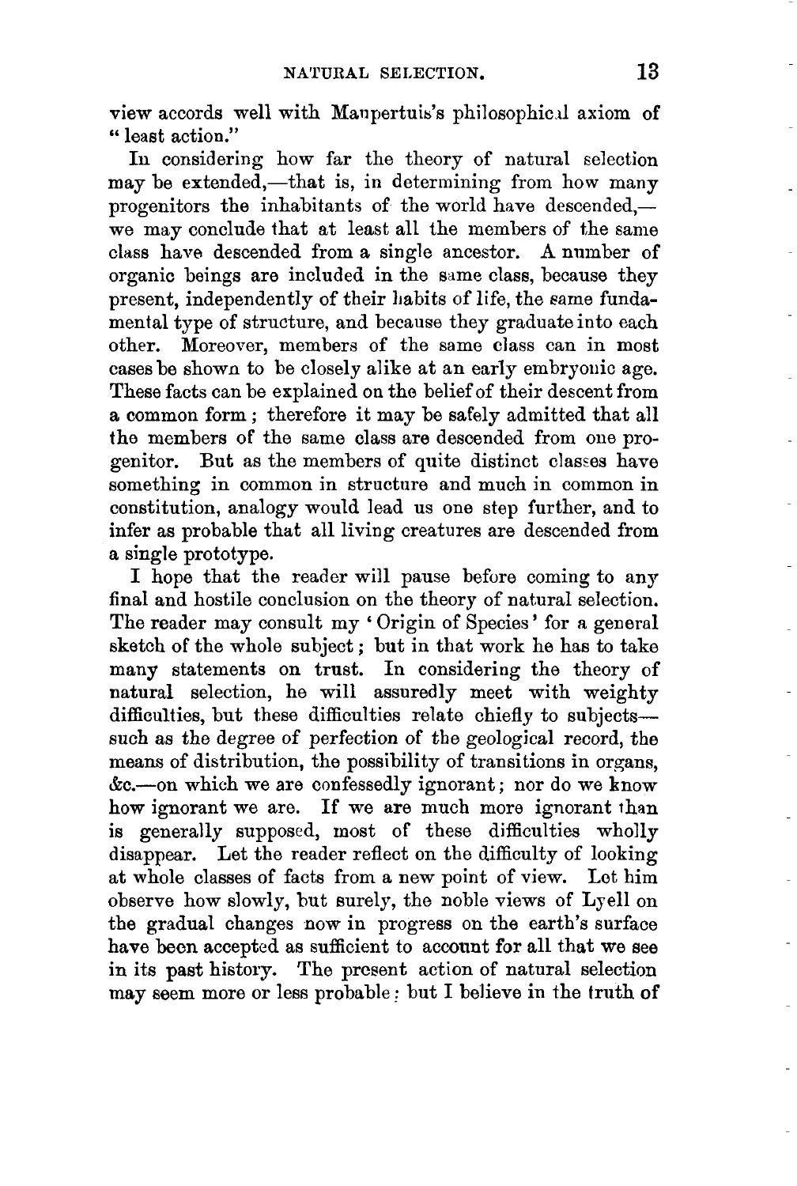view accords well with Maupertuis's philosophical axiom of "least action."

In considering how far the theory of natural selection may be extended,—that is, in determining from how many progenitors the inhabitants of the world have descended,—we may conclude that at least all the members of the same class have descended from a single ancestor. A number of organic beings are included in the same class, because they present, independently of their habits of life, the same fundamental type of structure, and because they graduate into each other. Moreover, members of the same class can in most cases be shown to be closely alike at an early embryonic age. These facts can be explained on the belief of their descent from a common form; therefore it may be safely admitted that all the members of the same class are descended from one progenitor. But as the members of quite distinct classes have something in common in structure and much in common in constitution, analogy would lead us one step further, and to infer as probable that all living creatures are descended from a single prototype.

I hope that the reader will pause before coming to any final and hostile conclusion on the theory of natural selection. The reader may consult my 'Origin of Species' for a general sketch of the whole subject; but in that work he has to take many statements on trust. In considering the theory of natural selection, he will assuredly meet with weighty difficulties, but these difficulties relate chiefly to subjects—such as the degree of perfection of the geological record, the means of distribution, the possibility of transitions in organs, &c.—on which we are confessedly ignorant; nor do we know how ignorant we are. If we are much more ignorant than is generally supposed, most of these difficulties wholly disappear. Let the reader reflect on the difficulty of looking at whole classes of facts from a new point of view. Let him observe how slowly, but surely, the noble views of Lyell on the gradual changes now in progress on the earth's surface have been accepted as sufficient to account for all that we see in its past history. The present action of natural selection may seem more or less probable; but I believe in the truth of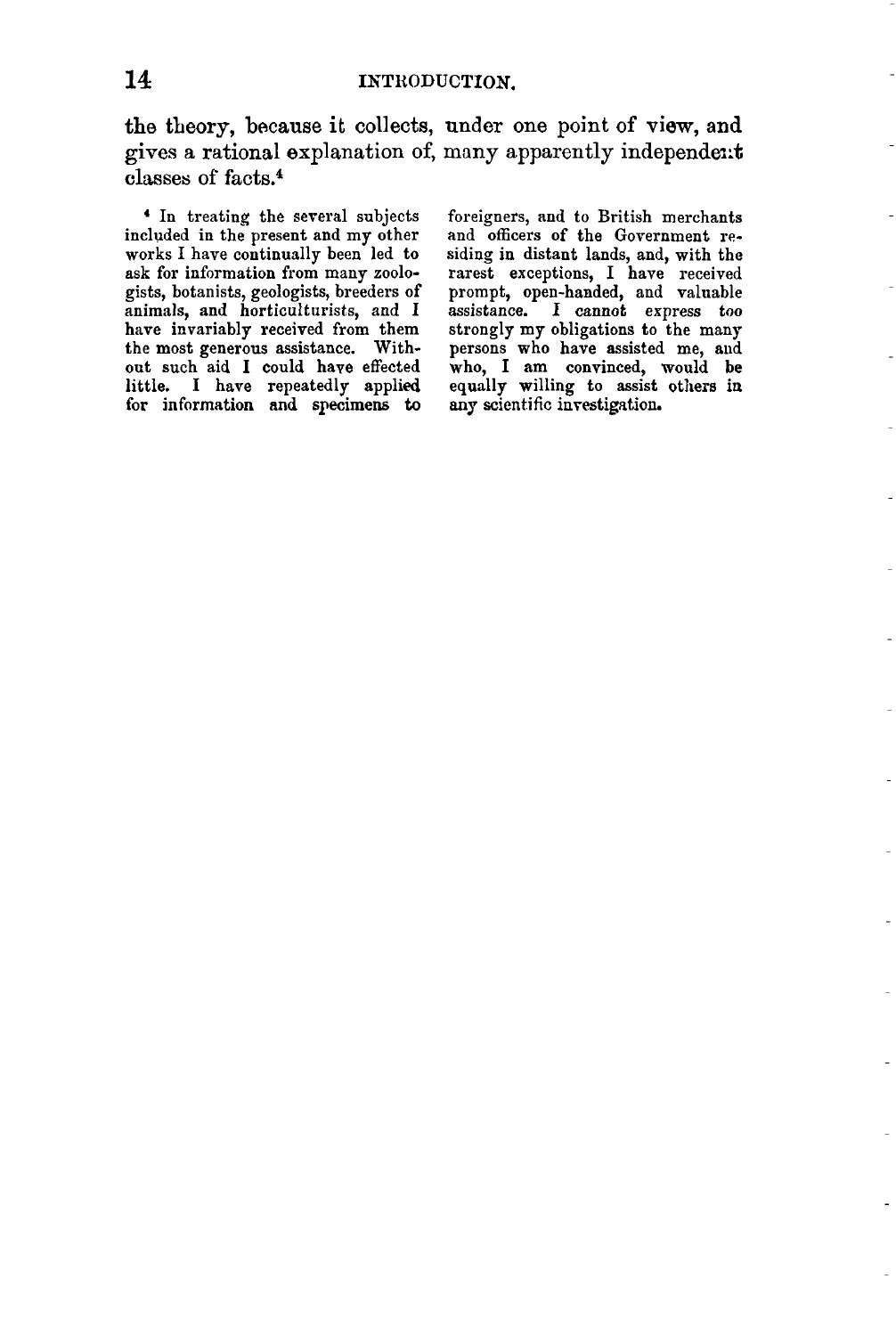the theory, because it collects, under one point of view, and gives a rational explanation of, many apparently independent classes of facts.[4]

[4] In treating the several subjects included in the present and my other works I have continually been led to ask for information from many zoologists, botanists, geologists, breeders of animals, and horticulturists, and I have invariably received from them the most generous assistance. Without such aid I could have effected little. I have repeatedly applied for information and specimens to foreigners, and to British merchants and officers of the Government residing in distant lands, and, with the rarest exceptions, I have received prompt, open-handed, and valuable assistance. I cannot express too strongly my obligations to the many persons who have assisted me, and who, I am convinced, would be equally willing to assist others in any scientific investigation.